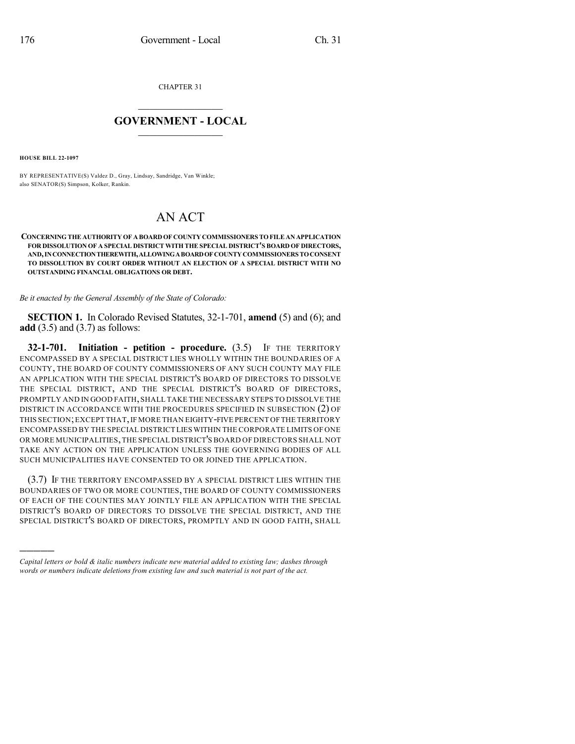CHAPTER 31

# GOVERNMENT - LOCAL

**HOUSE BILL 22-1097**

BY REPRESENTATIVE(S) Valdez D., Gray, Lindsay, Sandridge, Van Winkle; also SENATOR(S) Simpson, Kolker, Rankin.

## AN ACT

**CONCERNING THE AUTHORITY OF A BOARD OF COUNTY COMMISSIONERS TO FILE AN APPLICATION FOR DISSOLUTION OF A SPECIAL DISTRICT WITH THE SPECIAL DISTRICT'S BOARD OF DIRECTORS, AND, IN CONNECTION THEREWITH, ALLOWING A BOARD OF COUNTY COMMISSIONERS TO CONSENT TO DISSOLUTION BY COURT ORDER WITHOUT AN ELECTION OF A SPECIAL DISTRICT WITH NO OUTSTANDING FINANCIAL OBLIGATIONS OR DEBT.**

*Be it enacted by the General Assembly of the State of Colorado:*

**SECTION 1.** In Colorado Revised Statutes, 32-1-701, **amend** (5) and (6); and **add** (3.5) and (3.7) as follows:

**32-1-701. Initiation - petition - procedure.** (3.5) IF THE TERRITORY ENCOMPASSED BY A SPECIAL DISTRICT LIES WHOLLY WITHIN THE BOUNDARIES OF A COUNTY, THE BOARD OF COUNTY COMMISSIONERS OF ANY SUCH COUNTY MAY FILE AN APPLICATION WITH THE SPECIAL DISTRICT'S BOARD OF DIRECTORS TO DISSOLVE THE SPECIAL DISTRICT, AND THE SPECIAL DISTRICT'S BOARD OF DIRECTORS, PROMPTLY AND IN GOOD FAITH, SHALL TAKE THE NECESSARY STEPS TO DISSOLVE THE DISTRICT IN ACCORDANCE WITH THE PROCEDURES SPECIFIED IN SUBSECTION (2) OF THIS SECTION; EXCEPT THAT, IF MORE THAN EIGHTY-FIVE PERCENT OF THE TERRITORY ENCOMPASSED BY THE SPECIAL DISTRICT LIES WITHIN THE CORPORATE LIMITS OF ONE OR MORE MUNICIPALITIES, THE SPECIAL DISTRICT'S BOARD OF DIRECTORS SHALL NOT TAKE ANY ACTION ON THE APPLICATION UNLESS THE GOVERNING BODIES OF ALL SUCH MUNICIPALITIES HAVE CONSENTED TO OR JOINED THE APPLICATION.

(3.7) IF THE TERRITORY ENCOMPASSED BY A SPECIAL DISTRICT LIES WITHIN THE BOUNDARIES OF TWO OR MORE COUNTIES, THE BOARD OF COUNTY COMMISSIONERS OF EACH OF THE COUNTIES MAY JOINTLY FILE AN APPLICATION WITH THE SPECIAL DISTRICT'S BOARD OF DIRECTORS TO DISSOLVE THE SPECIAL DISTRICT, AND THE SPECIAL DISTRICT'S BOARD OF DIRECTORS, PROMPTLY AND IN GOOD FAITH, SHALL

---

*Capital letters or bold & italic numbers indicate new material added to existing law; dashes through words or numbers indicate deletions from existing law and such material is not part of the act.*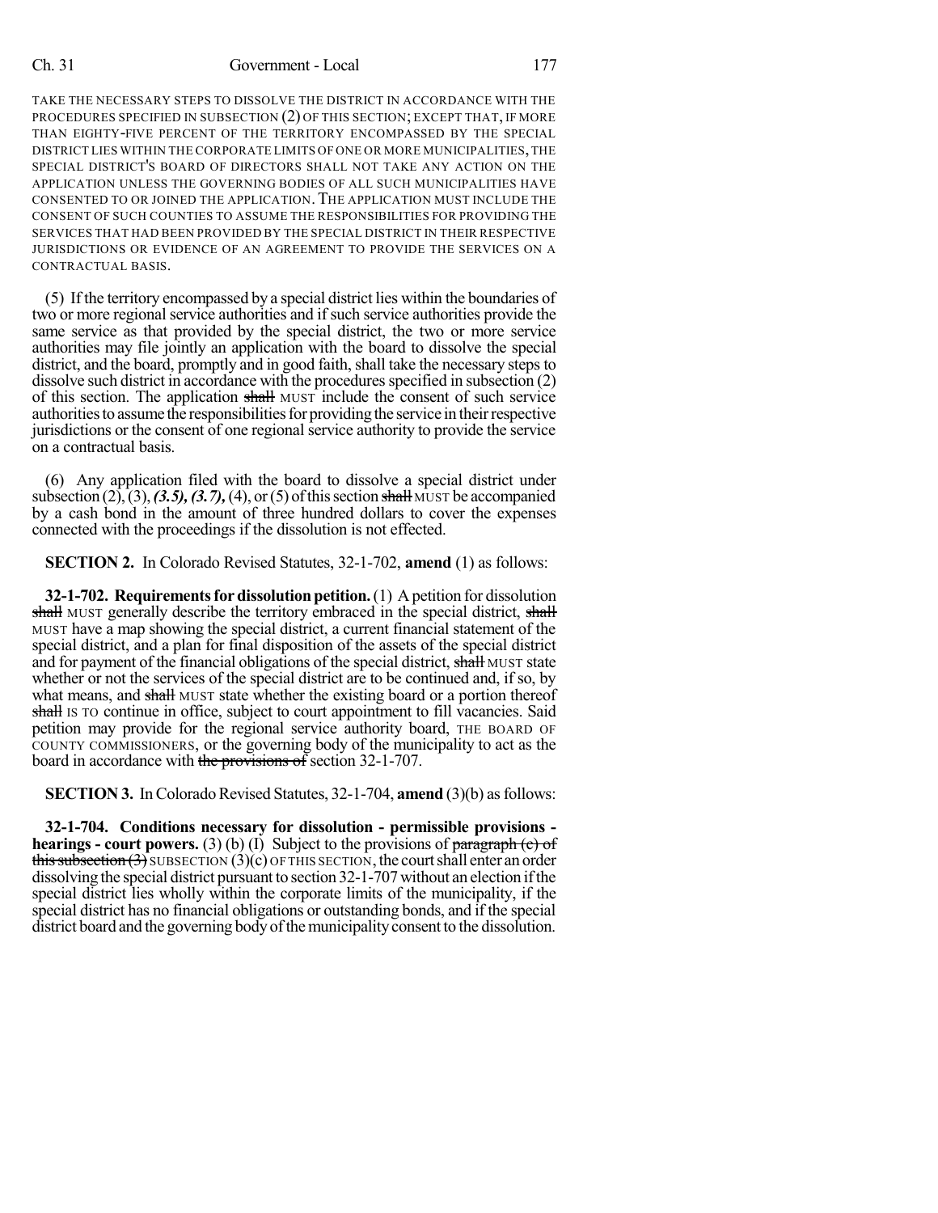TAKE THE NECESSARY STEPS TO DISSOLVE THE DISTRICT IN ACCORDANCE WITH THE PROCEDURES SPECIFIED IN SUBSECTION (2) OF THIS SECTION; EXCEPT THAT, IF MORE THAN EIGHTY-FIVE PERCENT OF THE TERRITORY ENCOMPASSED BY THE SPECIAL DISTRICT LIES WITHIN THE CORPORATE LIMITS OF ONE OR MORE MUNICIPALITIES, THE SPECIAL DISTRICT'S BOARD OF DIRECTORS SHALL NOT TAKE ANY ACTION ON THE APPLICATION UNLESS THE GOVERNING BODIES OF ALL SUCH MUNICIPALITIES HAVE CONSENTED TO OR JOINED THE APPLICATION. THE APPLICATION MUST INCLUDE THE CONSENT OF SUCH COUNTIES TO ASSUME THE RESPONSIBILITIES FOR PROVIDING THE SERVICES THAT HAD BEEN PROVIDED BY THE SPECIAL DISTRICT IN THEIR RESPECTIVE JURISDICTIONS OR EVIDENCE OF AN AGREEMENT TO PROVIDE THE SERVICES ON A CONTRACTUAL BASIS.

(5) If the territory encompassed by a special district lies within the boundaries of two or more regional service authorities and if such service authorities provide the same service as that provided by the special district, the two or more service authorities may file jointly an application with the board to dissolve the special district, and the board, promptly and in good faith, shall take the necessary steps to dissolve such district in accordance with the procedures specified in subsection (2) of this section. The application ~~shall~~ MUST include the consent of such service authorities to assume the responsibilities for providing the service in their respective jurisdictions or the consent of one regional service authority to provide the service on a contractual basis.

(6) Any application filed with the board to dissolve a special district under subsection (2), (3), *(3.5), (3.7),* (4), or (5) of this section ~~shall~~ MUST be accompanied by a cash bond in the amount of three hundred dollars to cover the expenses connected with the proceedings if the dissolution is not effected.

**SECTION 2.** In Colorado Revised Statutes, 32-1-702, **amend** (1) as follows:

**32-1-702. Requirements for dissolution petition.** (1) A petition for dissolution ~~shall~~ MUST generally describe the territory embraced in the special district, ~~shall~~ MUST have a map showing the special district, a current financial statement of the special district, and a plan for final disposition of the assets of the special district and for payment of the financial obligations of the special district, ~~shall~~ MUST state whether or not the services of the special district are to be continued and, if so, by what means, and ~~shall~~ MUST state whether the existing board or a portion thereof ~~shall~~ IS TO continue in office, subject to court appointment to fill vacancies. Said petition may provide for the regional service authority board, THE BOARD OF COUNTY COMMISSIONERS, or the governing body of the municipality to act as the board in accordance with ~~the provisions of~~ section 32-1-707.

**SECTION 3.** In Colorado Revised Statutes, 32-1-704, **amend** (3)(b) as follows:

**32-1-704. Conditions necessary for dissolution - permissible provisions - hearings - court powers.** (3) (b) (I) Subject to the provisions of ~~paragraph (c) of this subsection (3)~~ SUBSECTION (3)(c) OF THIS SECTION, the court shall enter an order dissolving the special district pursuant to section 32-1-707 without an election if the special district lies wholly within the corporate limits of the municipality, if the special district has no financial obligations or outstanding bonds, and if the special district board and the governing body of the municipality consent to the dissolution.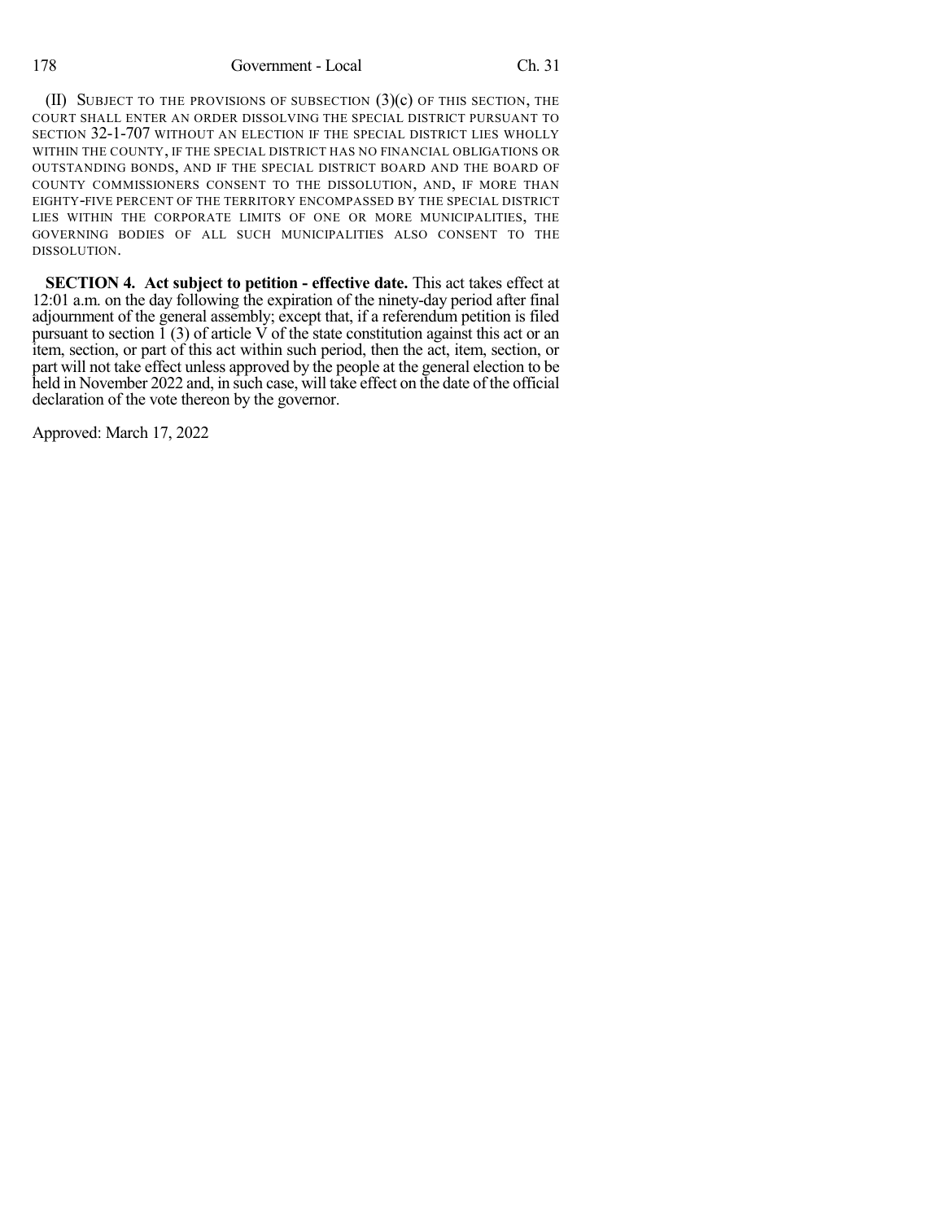(II) SUBJECT TO THE PROVISIONS OF SUBSECTION (3)(c) OF THIS SECTION, THE COURT SHALL ENTER AN ORDER DISSOLVING THE SPECIAL DISTRICT PURSUANT TO SECTION 32-1-707 WITHOUT AN ELECTION IF THE SPECIAL DISTRICT LIES WHOLLY WITHIN THE COUNTY, IF THE SPECIAL DISTRICT HAS NO FINANCIAL OBLIGATIONS OR OUTSTANDING BONDS, AND IF THE SPECIAL DISTRICT BOARD AND THE BOARD OF COUNTY COMMISSIONERS CONSENT TO THE DISSOLUTION, AND, IF MORE THAN EIGHTY-FIVE PERCENT OF THE TERRITORY ENCOMPASSED BY THE SPECIAL DISTRICT LIES WITHIN THE CORPORATE LIMITS OF ONE OR MORE MUNICIPALITIES, THE GOVERNING BODIES OF ALL SUCH MUNICIPALITIES ALSO CONSENT TO THE DISSOLUTION.

**SECTION 4. Act subject to petition - effective date.** This act takes effect at 12:01 a.m. on the day following the expiration of the ninety-day period after final adjournment of the general assembly; except that, if a referendum petition is filed pursuant to section 1 (3) of article V of the state constitution against this act or an item, section, or part of this act within such period, then the act, item, section, or part will not take effect unless approved by the people at the general election to be held in November 2022 and, in such case, will take effect on the date of the official declaration of the vote thereon by the governor.

Approved: March 17, 2022